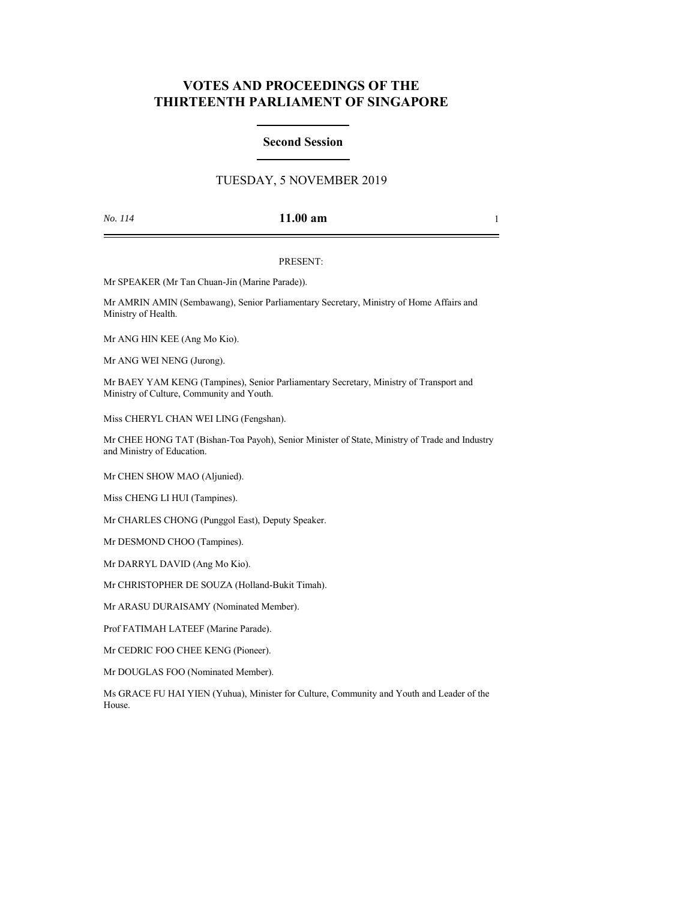# VOTES AND PROCEEDINGS OF THE THIRTEENTH PARLIAMENT OF SINGAPORE

## Second Session

TUESDAY, 5 NOVEMBER 2019

*No. 114* **11.00 am**

PRESENT:

Mr SPEAKER (Mr Tan Chuan-Jin (Marine Parade)).

Mr AMRIN AMIN (Sembawang), Senior Parliamentary Secretary, Ministry of Home Affairs and Ministry of Health.

Mr ANG HIN KEE (Ang Mo Kio).

Mr ANG WEI NENG (Jurong).

Mr BAEY YAM KENG (Tampines), Senior Parliamentary Secretary, Ministry of Transport and Ministry of Culture, Community and Youth.

Miss CHERYL CHAN WEI LING (Fengshan).

Mr CHEE HONG TAT (Bishan-Toa Payoh), Senior Minister of State, Ministry of Trade and Industry and Ministry of Education.

Mr CHEN SHOW MAO (Aljunied).

Miss CHENG LI HUI (Tampines).

Mr CHARLES CHONG (Punggol East), Deputy Speaker.

Mr DESMOND CHOO (Tampines).

Mr DARRYL DAVID (Ang Mo Kio).

Mr CHRISTOPHER DE SOUZA (Holland-Bukit Timah).

Mr ARASU DURAISAMY (Nominated Member).

Prof FATIMAH LATEEF (Marine Parade).

Mr CEDRIC FOO CHEE KENG (Pioneer).

Mr DOUGLAS FOO (Nominated Member).

Ms GRACE FU HAI YIEN (Yuhua), Minister for Culture, Community and Youth and Leader of the House.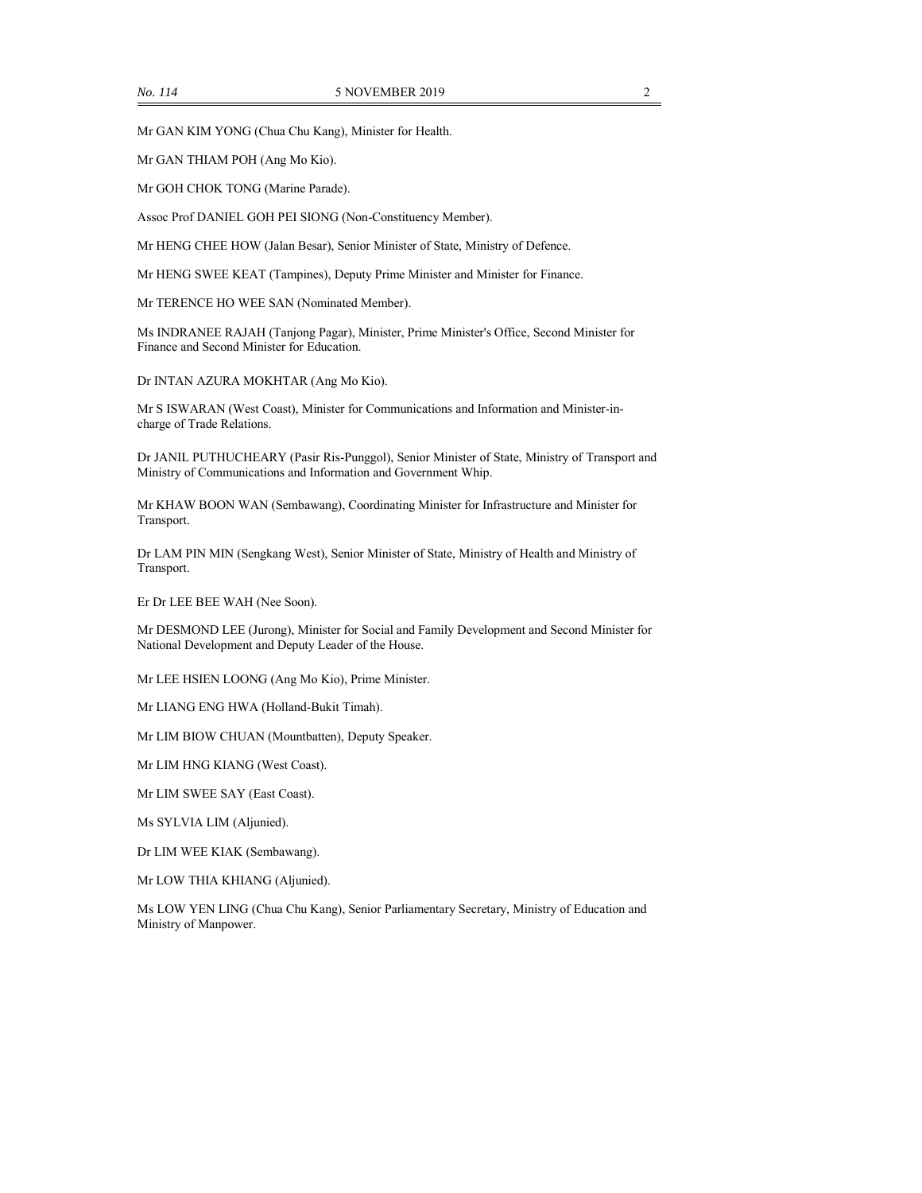Mr GAN KIM YONG (Chua Chu Kang), Minister for Health.

Mr GAN THIAM POH (Ang Mo Kio).

Mr GOH CHOK TONG (Marine Parade).

Assoc Prof DANIEL GOH PEI SIONG (Non-Constituency Member).

Mr HENG CHEE HOW (Jalan Besar), Senior Minister of State, Ministry of Defence.

Mr HENG SWEE KEAT (Tampines), Deputy Prime Minister and Minister for Finance.

Mr TERENCE HO WEE SAN (Nominated Member).

Ms INDRANEE RAJAH (Tanjong Pagar), Minister, Prime Minister's Office, Second Minister for Finance and Second Minister for Education.

Dr INTAN AZURA MOKHTAR (Ang Mo Kio).

Mr S ISWARAN (West Coast), Minister for Communications and Information and Minister-in-charge of Trade Relations.

Dr JANIL PUTHUCHEARY (Pasir Ris-Punggol), Senior Minister of State, Ministry of Transport and Ministry of Communications and Information and Government Whip.

Mr KHAW BOON WAN (Sembawang), Coordinating Minister for Infrastructure and Minister for Transport.

Dr LAM PIN MIN (Sengkang West), Senior Minister of State, Ministry of Health and Ministry of Transport.

Er Dr LEE BEE WAH (Nee Soon).

Mr DESMOND LEE (Jurong), Minister for Social and Family Development and Second Minister for National Development and Deputy Leader of the House.

Mr LEE HSIEN LOONG (Ang Mo Kio), Prime Minister.

Mr LIANG ENG HWA (Holland-Bukit Timah).

Mr LIM BIOW CHUAN (Mountbatten), Deputy Speaker.

Mr LIM HNG KIANG (West Coast).

Mr LIM SWEE SAY (East Coast).

Ms SYLVIA LIM (Aljunied).

Dr LIM WEE KIAK (Sembawang).

Mr LOW THIA KHIANG (Aljunied).

Ms LOW YEN LING (Chua Chu Kang), Senior Parliamentary Secretary, Ministry of Education and Ministry of Manpower.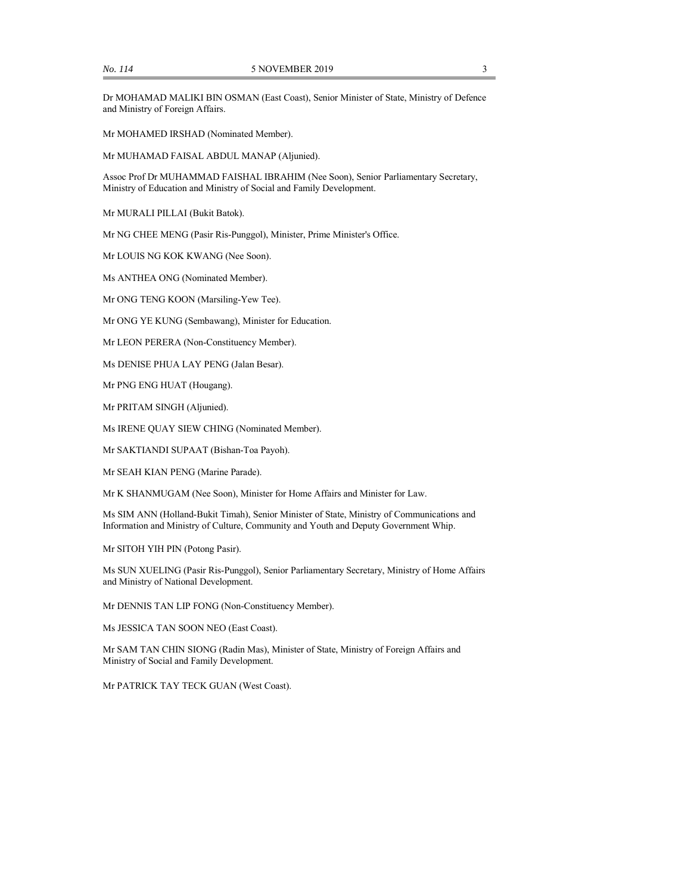Dr MOHAMAD MALIKI BIN OSMAN (East Coast), Senior Minister of State, Ministry of Defence and Ministry of Foreign Affairs.

Mr MOHAMED IRSHAD (Nominated Member).

Mr MUHAMAD FAISAL ABDUL MANAP (Aljunied).

Assoc Prof Dr MUHAMMAD FAISHAL IBRAHIM (Nee Soon), Senior Parliamentary Secretary, Ministry of Education and Ministry of Social and Family Development.

Mr MURALI PILLAI (Bukit Batok).

Mr NG CHEE MENG (Pasir Ris-Punggol), Minister, Prime Minister's Office.

Mr LOUIS NG KOK KWANG (Nee Soon).

Ms ANTHEA ONG (Nominated Member).

Mr ONG TENG KOON (Marsiling-Yew Tee).

Mr ONG YE KUNG (Sembawang), Minister for Education.

Mr LEON PERERA (Non-Constituency Member).

Ms DENISE PHUA LAY PENG (Jalan Besar).

Mr PNG ENG HUAT (Hougang).

Mr PRITAM SINGH (Aljunied).

Ms IRENE QUAY SIEW CHING (Nominated Member).

Mr SAKTIANDI SUPAAT (Bishan-Toa Payoh).

Mr SEAH KIAN PENG (Marine Parade).

Mr K SHANMUGAM (Nee Soon), Minister for Home Affairs and Minister for Law.

Ms SIM ANN (Holland-Bukit Timah), Senior Minister of State, Ministry of Communications and Information and Ministry of Culture, Community and Youth and Deputy Government Whip.

Mr SITOH YIH PIN (Potong Pasir).

Ms SUN XUELING (Pasir Ris-Punggol), Senior Parliamentary Secretary, Ministry of Home Affairs and Ministry of National Development.

Mr DENNIS TAN LIP FONG (Non-Constituency Member).

Ms JESSICA TAN SOON NEO (East Coast).

Mr SAM TAN CHIN SIONG (Radin Mas), Minister of State, Ministry of Foreign Affairs and Ministry of Social and Family Development.

Mr PATRICK TAY TECK GUAN (West Coast).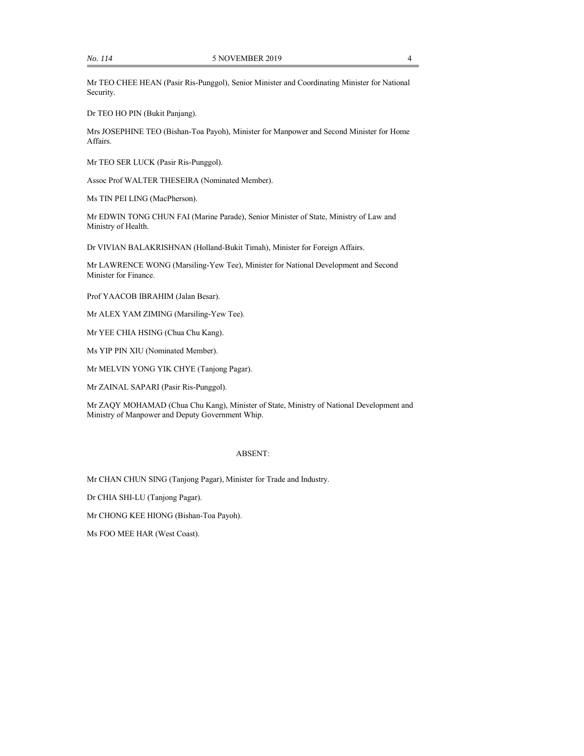Mr TEO CHEE HEAN (Pasir Ris-Punggol), Senior Minister and Coordinating Minister for National Security.

Dr TEO HO PIN (Bukit Panjang).

Mrs JOSEPHINE TEO (Bishan-Toa Payoh), Minister for Manpower and Second Minister for Home Affairs.

Mr TEO SER LUCK (Pasir Ris-Punggol).

Assoc Prof WALTER THESEIRA (Nominated Member).

Ms TIN PEI LING (MacPherson).

Mr EDWIN TONG CHUN FAI (Marine Parade), Senior Minister of State, Ministry of Law and Ministry of Health.

Dr VIVIAN BALAKRISHNAN (Holland-Bukit Timah), Minister for Foreign Affairs.

Mr LAWRENCE WONG (Marsiling-Yew Tee), Minister for National Development and Second Minister for Finance.

Prof YAACOB IBRAHIM (Jalan Besar).

Mr ALEX YAM ZIMING (Marsiling-Yew Tee).

Mr YEE CHIA HSING (Chua Chu Kang).

Ms YIP PIN XIU (Nominated Member).

Mr MELVIN YONG YIK CHYE (Tanjong Pagar).

Mr ZAINAL SAPARI (Pasir Ris-Punggol).

Mr ZAQY MOHAMAD (Chua Chu Kang), Minister of State, Ministry of National Development and Ministry of Manpower and Deputy Government Whip.

ABSENT:

Mr CHAN CHUN SING (Tanjong Pagar), Minister for Trade and Industry.

Dr CHIA SHI-LU (Tanjong Pagar).

Mr CHONG KEE HIONG (Bishan-Toa Payoh).

Ms FOO MEE HAR (West Coast).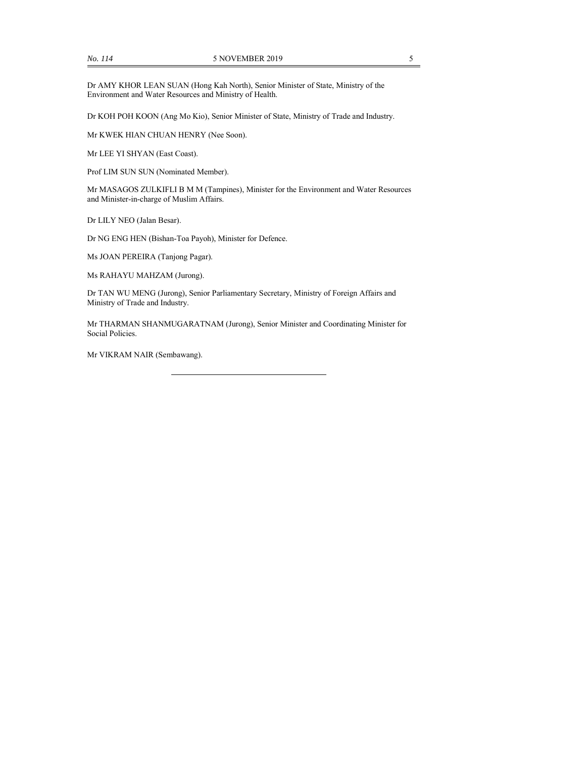Dr AMY KHOR LEAN SUAN (Hong Kah North), Senior Minister of State, Ministry of the Environment and Water Resources and Ministry of Health.

Dr KOH POH KOON (Ang Mo Kio), Senior Minister of State, Ministry of Trade and Industry.

Mr KWEK HIAN CHUAN HENRY (Nee Soon).

Mr LEE YI SHYAN (East Coast).

Prof LIM SUN SUN (Nominated Member).

Mr MASAGOS ZULKIFLI B M M (Tampines), Minister for the Environment and Water Resources and Minister-in-charge of Muslim Affairs.

Dr LILY NEO (Jalan Besar).

Dr NG ENG HEN (Bishan-Toa Payoh), Minister for Defence.

Ms JOAN PEREIRA (Tanjong Pagar).

Ms RAHAYU MAHZAM (Jurong).

Dr TAN WU MENG (Jurong), Senior Parliamentary Secretary, Ministry of Foreign Affairs and Ministry of Trade and Industry.

Mr THARMAN SHANMUGARATNAM (Jurong), Senior Minister and Coordinating Minister for Social Policies.

Mr VIKRAM NAIR (Sembawang).

---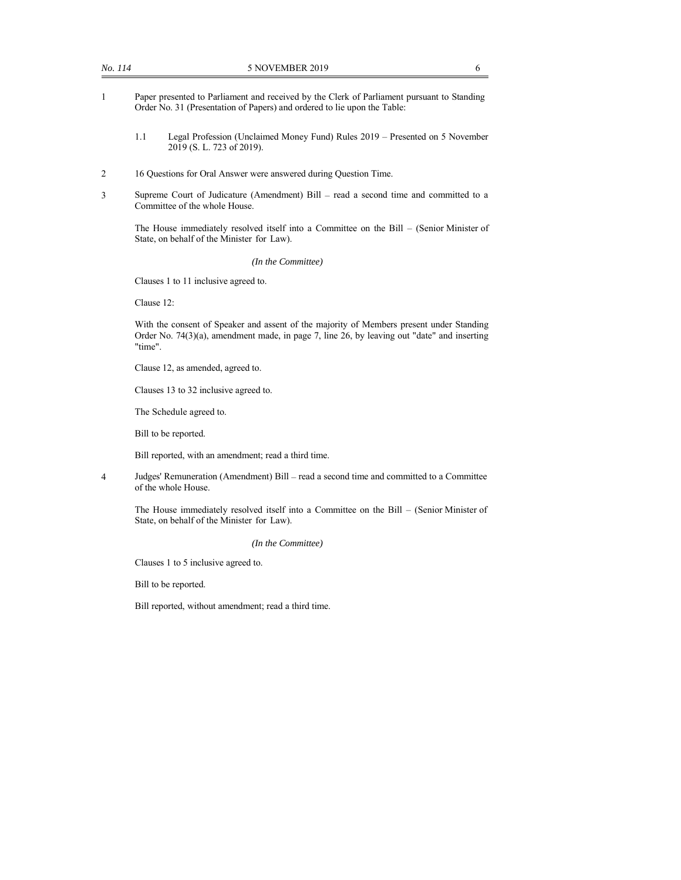1 Paper presented to Parliament and received by the Clerk of Parliament pursuant to Standing Order No. 31 (Presentation of Papers) and ordered to lie upon the Table:

   1.1 Legal Profession (Unclaimed Money Fund) Rules 2019 – Presented on 5 November 2019 (S. L. 723 of 2019).

2 16 Questions for Oral Answer were answered during Question Time.

3 Supreme Court of Judicature (Amendment) Bill – read a second time and committed to a Committee of the whole House.

   The House immediately resolved itself into a Committee on the Bill – (Senior Minister of State, on behalf of the Minister for Law).

   *(In the Committee)*

   Clauses 1 to 11 inclusive agreed to.

   Clause 12:

   With the consent of Speaker and assent of the majority of Members present under Standing Order No. 74(3)(a), amendment made, in page 7, line 26, by leaving out "date" and inserting "time".

   Clause 12, as amended, agreed to.

   Clauses 13 to 32 inclusive agreed to.

   The Schedule agreed to.

   Bill to be reported.

   Bill reported, with an amendment; read a third time.

4 Judges' Remuneration (Amendment) Bill – read a second time and committed to a Committee of the whole House.

   The House immediately resolved itself into a Committee on the Bill – (Senior Minister of State, on behalf of the Minister for Law).

   *(In the Committee)*

   Clauses 1 to 5 inclusive agreed to.

   Bill to be reported.

   Bill reported, without amendment; read a third time.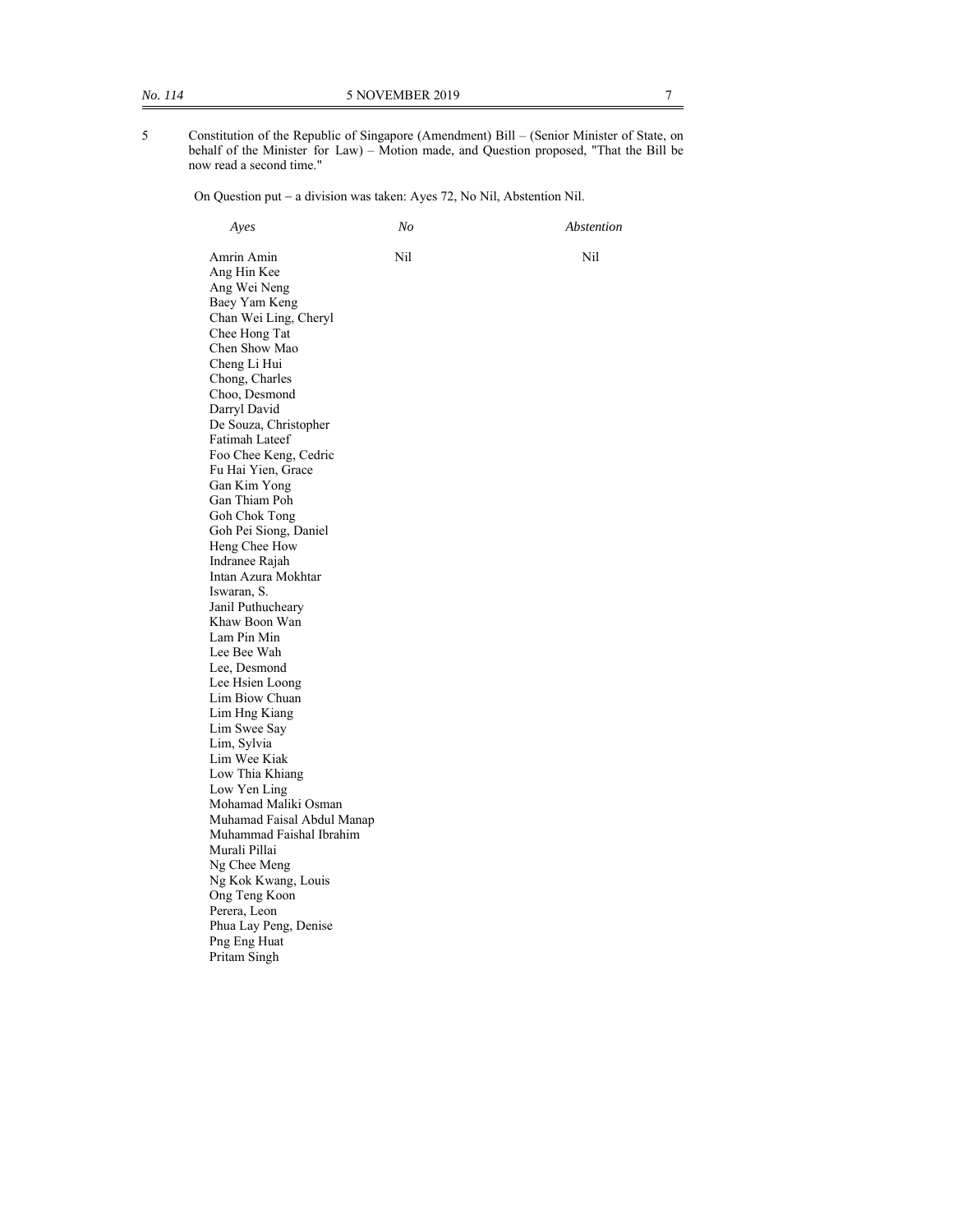5 Constitution of the Republic of Singapore (Amendment) Bill – (Senior Minister of State, on behalf of the Minister for Law) – Motion made, and Question proposed, "That the Bill be now read a second time."

On Question put – a division was taken: Ayes 72, No Nil, Abstention Nil.

| *Ayes* | *No* | *Abstention* |
|---|---|---|
| Amrin Amin | Nil | Nil |
| Ang Hin Kee | | |
| Ang Wei Neng | | |
| Baey Yam Keng | | |
| Chan Wei Ling, Cheryl | | |
| Chee Hong Tat | | |
| Chen Show Mao | | |
| Cheng Li Hui | | |
| Chong, Charles | | |
| Choo, Desmond | | |
| Darryl David | | |
| De Souza, Christopher | | |
| Fatimah Lateef | | |
| Foo Chee Keng, Cedric | | |
| Fu Hai Yien, Grace | | |
| Gan Kim Yong | | |
| Gan Thiam Poh | | |
| Goh Chok Tong | | |
| Goh Pei Siong, Daniel | | |
| Heng Chee How | | |
| Indranee Rajah | | |
| Intan Azura Mokhtar | | |
| Iswaran, S. | | |
| Janil Puthucheary | | |
| Khaw Boon Wan | | |
| Lam Pin Min | | |
| Lee Bee Wah | | |
| Lee, Desmond | | |
| Lee Hsien Loong | | |
| Lim Biow Chuan | | |
| Lim Hng Kiang | | |
| Lim Swee Say | | |
| Lim, Sylvia | | |
| Lim Wee Kiak | | |
| Low Thia Khiang | | |
| Low Yen Ling | | |
| Mohamad Maliki Osman | | |
| Muhamad Faisal Abdul Manap | | |
| Muhammad Faishal Ibrahim | | |
| Murali Pillai | | |
| Ng Chee Meng | | |
| Ng Kok Kwang, Louis | | |
| Ong Teng Koon | | |
| Perera, Leon | | |
| Phua Lay Peng, Denise | | |
| Png Eng Huat | | |
| Pritam Singh | | |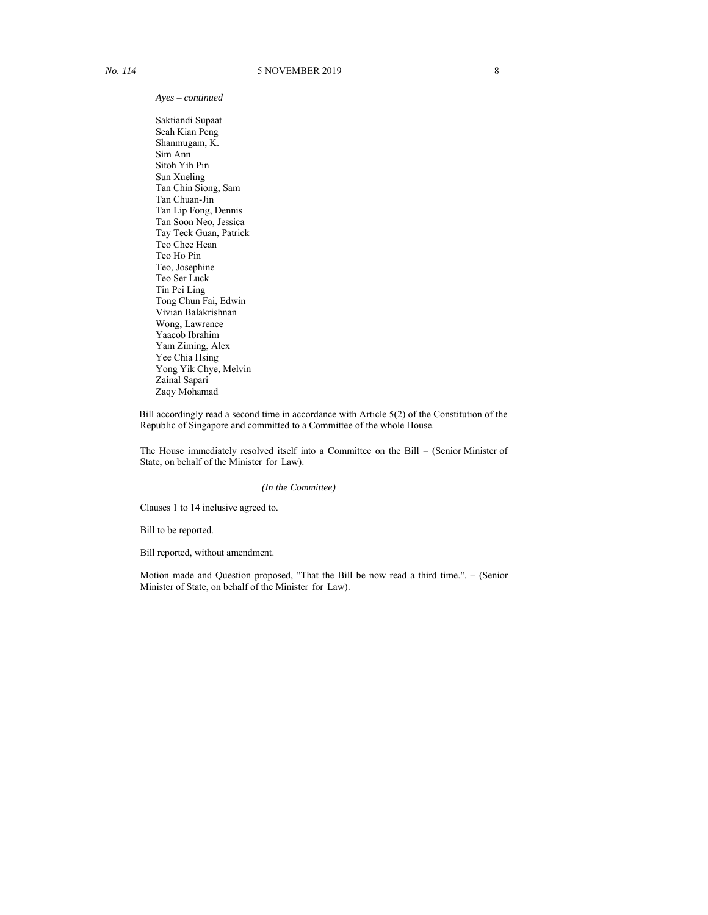*Ayes – continued*

Saktiandi Supaat
Seah Kian Peng
Shanmugam, K.
Sim Ann
Sitoh Yih Pin
Sun Xueling
Tan Chin Siong, Sam
Tan Chuan-Jin
Tan Lip Fong, Dennis
Tan Soon Neo, Jessica
Tay Teck Guan, Patrick
Teo Chee Hean
Teo Ho Pin
Teo, Josephine
Teo Ser Luck
Tin Pei Ling
Tong Chun Fai, Edwin
Vivian Balakrishnan
Wong, Lawrence
Yaacob Ibrahim
Yam Ziming, Alex
Yee Chia Hsing
Yong Yik Chye, Melvin
Zainal Sapari
Zaqy Mohamad

Bill accordingly read a second time in accordance with Article 5(2) of the Constitution of the Republic of Singapore and committed to a Committee of the whole House.

The House immediately resolved itself into a Committee on the Bill – (Senior Minister of State, on behalf of the Minister for Law).

*(In the Committee)*

Clauses 1 to 14 inclusive agreed to.

Bill to be reported.

Bill reported, without amendment.

Motion made and Question proposed, "That the Bill be now read a third time.". – (Senior Minister of State, on behalf of the Minister for Law).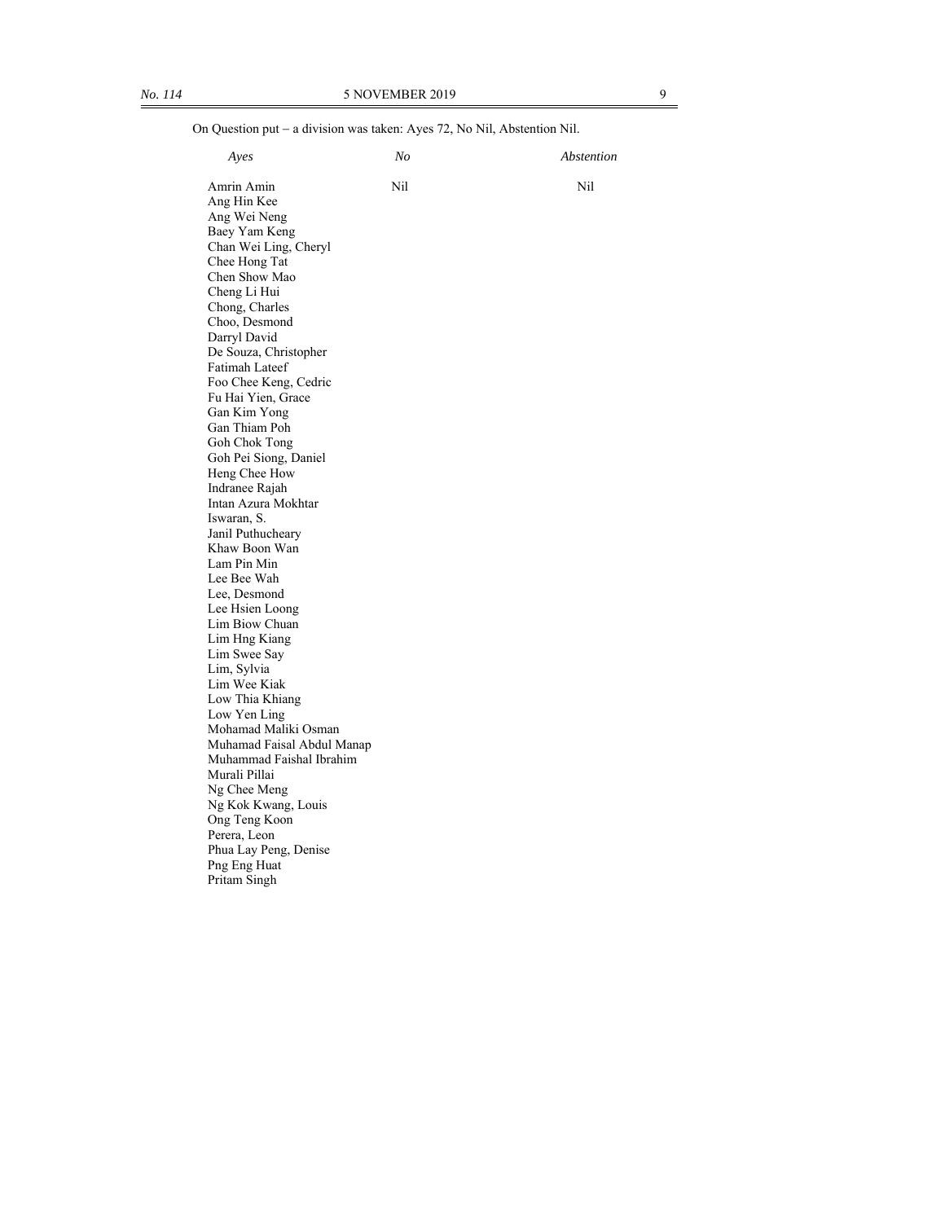On Question put – a division was taken: Ayes 72, No Nil, Abstention Nil.

| *Ayes* | *No* | *Abstention* |
|---|---|---|
| Amrin Amin | Nil | Nil |
| Ang Hin Kee | | |
| Ang Wei Neng | | |
| Baey Yam Keng | | |
| Chan Wei Ling, Cheryl | | |
| Chee Hong Tat | | |
| Chen Show Mao | | |
| Cheng Li Hui | | |
| Chong, Charles | | |
| Choo, Desmond | | |
| Darryl David | | |
| De Souza, Christopher | | |
| Fatimah Lateef | | |
| Foo Chee Keng, Cedric | | |
| Fu Hai Yien, Grace | | |
| Gan Kim Yong | | |
| Gan Thiam Poh | | |
| Goh Chok Tong | | |
| Goh Pei Siong, Daniel | | |
| Heng Chee How | | |
| Indranee Rajah | | |
| Intan Azura Mokhtar | | |
| Iswaran, S. | | |
| Janil Puthucheary | | |
| Khaw Boon Wan | | |
| Lam Pin Min | | |
| Lee Bee Wah | | |
| Lee, Desmond | | |
| Lee Hsien Loong | | |
| Lim Biow Chuan | | |
| Lim Hng Kiang | | |
| Lim Swee Say | | |
| Lim, Sylvia | | |
| Lim Wee Kiak | | |
| Low Thia Khiang | | |
| Low Yen Ling | | |
| Mohamad Maliki Osman | | |
| Muhamad Faisal Abdul Manap | | |
| Muhammad Faishal Ibrahim | | |
| Murali Pillai | | |
| Ng Chee Meng | | |
| Ng Kok Kwang, Louis | | |
| Ong Teng Koon | | |
| Perera, Leon | | |
| Phua Lay Peng, Denise | | |
| Png Eng Huat | | |
| Pritam Singh | | |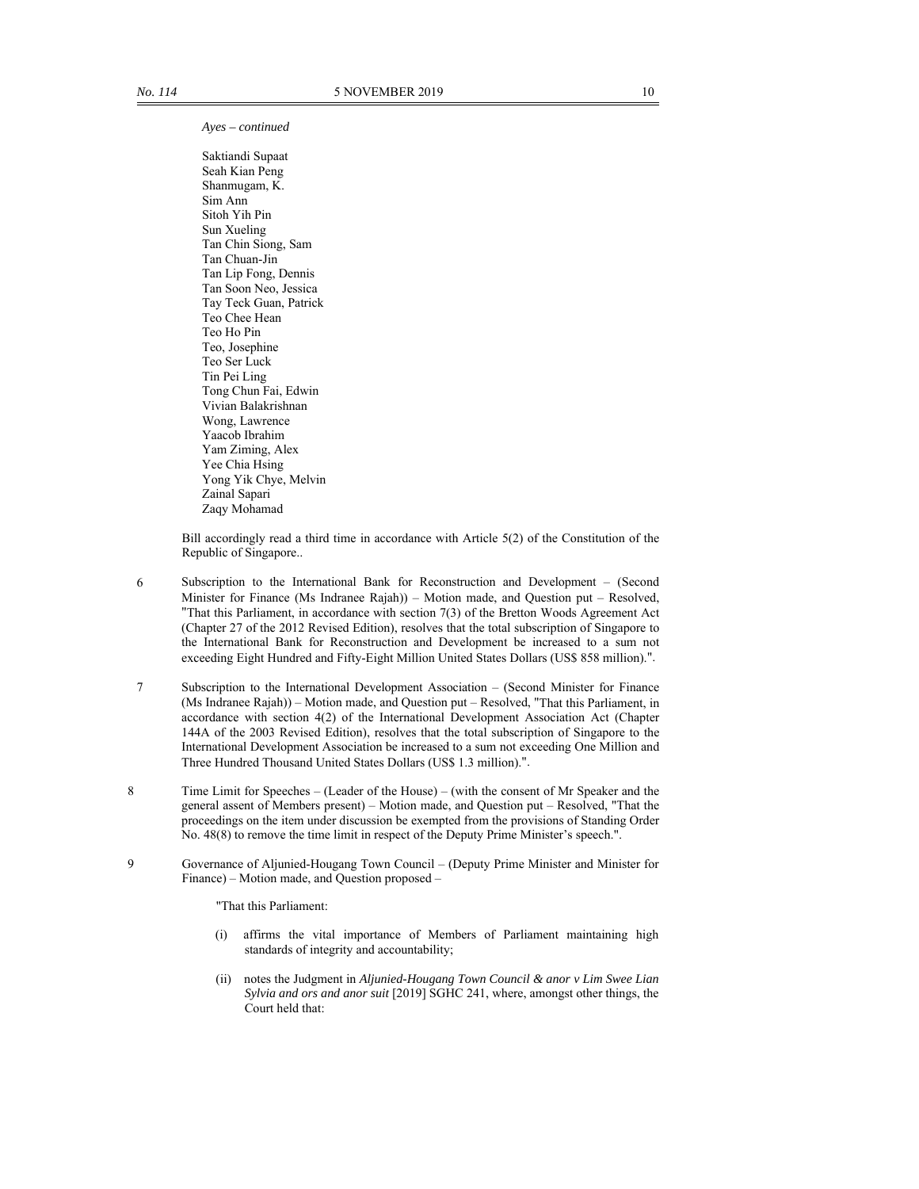*Ayes – continued*

Saktiandi Supaat
Seah Kian Peng
Shanmugam, K.
Sim Ann
Sitoh Yih Pin
Sun Xueling
Tan Chin Siong, Sam
Tan Chuan-Jin
Tan Lip Fong, Dennis
Tan Soon Neo, Jessica
Tay Teck Guan, Patrick
Teo Chee Hean
Teo Ho Pin
Teo, Josephine
Teo Ser Luck
Tin Pei Ling
Tong Chun Fai, Edwin
Vivian Balakrishnan
Wong, Lawrence
Yaacob Ibrahim
Yam Ziming, Alex
Yee Chia Hsing
Yong Yik Chye, Melvin
Zainal Sapari
Zaqy Mohamad

Bill accordingly read a third time in accordance with Article 5(2) of the Constitution of the Republic of Singapore..

6 Subscription to the International Bank for Reconstruction and Development – (Second Minister for Finance (Ms Indranee Rajah)) – Motion made, and Question put – Resolved, "That this Parliament, in accordance with section 7(3) of the Bretton Woods Agreement Act (Chapter 27 of the 2012 Revised Edition), resolves that the total subscription of Singapore to the International Bank for Reconstruction and Development be increased to a sum not exceeding Eight Hundred and Fifty-Eight Million United States Dollars (US$ 858 million).".

7 Subscription to the International Development Association – (Second Minister for Finance (Ms Indranee Rajah)) – Motion made, and Question put – Resolved, "That this Parliament, in accordance with section 4(2) of the International Development Association Act (Chapter 144A of the 2003 Revised Edition), resolves that the total subscription of Singapore to the International Development Association be increased to a sum not exceeding One Million and Three Hundred Thousand United States Dollars (US$ 1.3 million).".

8 Time Limit for Speeches – (Leader of the House) – (with the consent of Mr Speaker and the general assent of Members present) – Motion made, and Question put – Resolved, "That the proceedings on the item under discussion be exempted from the provisions of Standing Order No. 48(8) to remove the time limit in respect of the Deputy Prime Minister's speech.".

9 Governance of Aljunied-Hougang Town Council – (Deputy Prime Minister and Minister for Finance) – Motion made, and Question proposed –

"That this Parliament:

(i) affirms the vital importance of Members of Parliament maintaining high standards of integrity and accountability;

(ii) notes the Judgment in *Aljunied-Hougang Town Council & anor v Lim Swee Lian Sylvia and ors and anor suit* [2019] SGHC 241, where, amongst other things, the Court held that: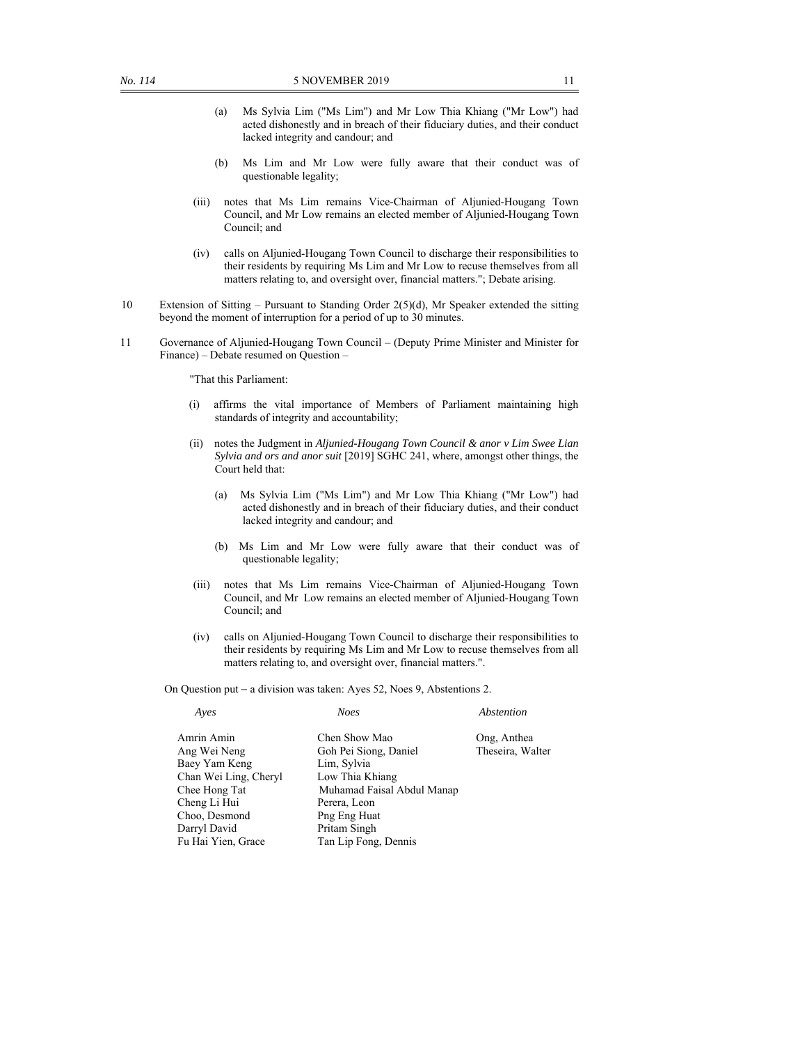(a) Ms Sylvia Lim ("Ms Lim") and Mr Low Thia Khiang ("Mr Low") had acted dishonestly and in breach of their fiduciary duties, and their conduct lacked integrity and candour; and

(b) Ms Lim and Mr Low were fully aware that their conduct was of questionable legality;

(iii) notes that Ms Lim remains Vice-Chairman of Aljunied-Hougang Town Council, and Mr Low remains an elected member of Aljunied-Hougang Town Council; and

(iv) calls on Aljunied-Hougang Town Council to discharge their responsibilities to their residents by requiring Ms Lim and Mr Low to recuse themselves from all matters relating to, and oversight over, financial matters."; Debate arising.

10 Extension of Sitting – Pursuant to Standing Order 2(5)(d), Mr Speaker extended the sitting beyond the moment of interruption for a period of up to 30 minutes.

11 Governance of Aljunied-Hougang Town Council – (Deputy Prime Minister and Minister for Finance) – Debate resumed on Question –

"That this Parliament:

(i) affirms the vital importance of Members of Parliament maintaining high standards of integrity and accountability;

(ii) notes the Judgment in *Aljunied-Hougang Town Council & anor v Lim Swee Lian Sylvia and ors and anor suit* [2019] SGHC 241, where, amongst other things, the Court held that:

(a) Ms Sylvia Lim ("Ms Lim") and Mr Low Thia Khiang ("Mr Low") had acted dishonestly and in breach of their fiduciary duties, and their conduct lacked integrity and candour; and

(b) Ms Lim and Mr Low were fully aware that their conduct was of questionable legality;

(iii) notes that Ms Lim remains Vice-Chairman of Aljunied-Hougang Town Council, and Mr Low remains an elected member of Aljunied-Hougang Town Council; and

(iv) calls on Aljunied-Hougang Town Council to discharge their responsibilities to their residents by requiring Ms Lim and Mr Low to recuse themselves from all matters relating to, and oversight over, financial matters.".

On Question put – a division was taken: Ayes 52, Noes 9, Abstentions 2.

| *Ayes* | *Noes* | *Abstention* |
|---|---|---|
| Amrin Amin | Chen Show Mao | Ong, Anthea |
| Ang Wei Neng | Goh Pei Siong, Daniel | Theseira, Walter |
| Baey Yam Keng | Lim, Sylvia | |
| Chan Wei Ling, Cheryl | Low Thia Khiang | |
| Chee Hong Tat | Muhamad Faisal Abdul Manap | |
| Cheng Li Hui | Perera, Leon | |
| Choo, Desmond | Png Eng Huat | |
| Darryl David | Pritam Singh | |
| Fu Hai Yien, Grace | Tan Lip Fong, Dennis | |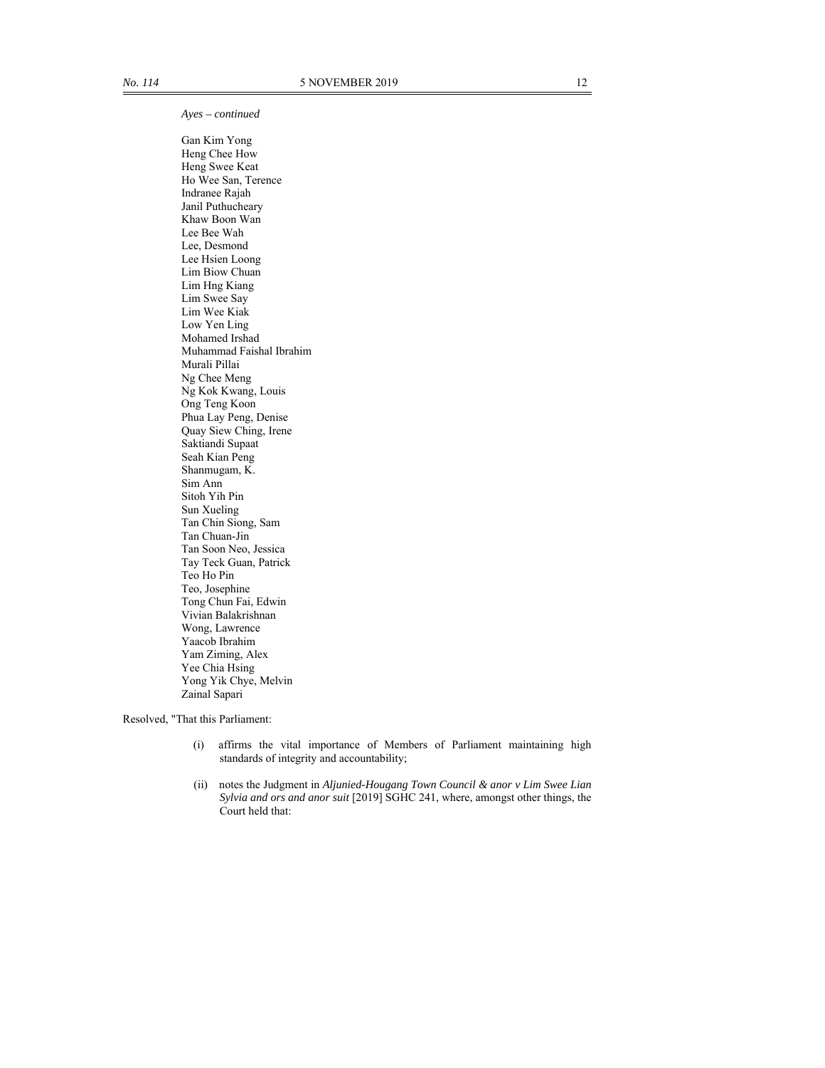*Ayes – continued*

Gan Kim Yong
Heng Chee How
Heng Swee Keat
Ho Wee San, Terence
Indranee Rajah
Janil Puthucheary
Khaw Boon Wan
Lee Bee Wah
Lee, Desmond
Lee Hsien Loong
Lim Biow Chuan
Lim Hng Kiang
Lim Swee Say
Lim Wee Kiak
Low Yen Ling
Mohamed Irshad
Muhammad Faishal Ibrahim
Murali Pillai
Ng Chee Meng
Ng Kok Kwang, Louis
Ong Teng Koon
Phua Lay Peng, Denise
Quay Siew Ching, Irene
Saktiandi Supaat
Seah Kian Peng
Shanmugam, K.
Sim Ann
Sitoh Yih Pin
Sun Xueling
Tan Chin Siong, Sam
Tan Chuan-Jin
Tan Soon Neo, Jessica
Tay Teck Guan, Patrick
Teo Ho Pin
Teo, Josephine
Tong Chun Fai, Edwin
Vivian Balakrishnan
Wong, Lawrence
Yaacob Ibrahim
Yam Ziming, Alex
Yee Chia Hsing
Yong Yik Chye, Melvin
Zainal Sapari

Resolved, "That this Parliament:

(i) affirms the vital importance of Members of Parliament maintaining high standards of integrity and accountability;

(ii) notes the Judgment in *Aljunied-Hougang Town Council & anor v Lim Swee Lian Sylvia and ors and anor suit* [2019] SGHC 241, where, amongst other things, the Court held that: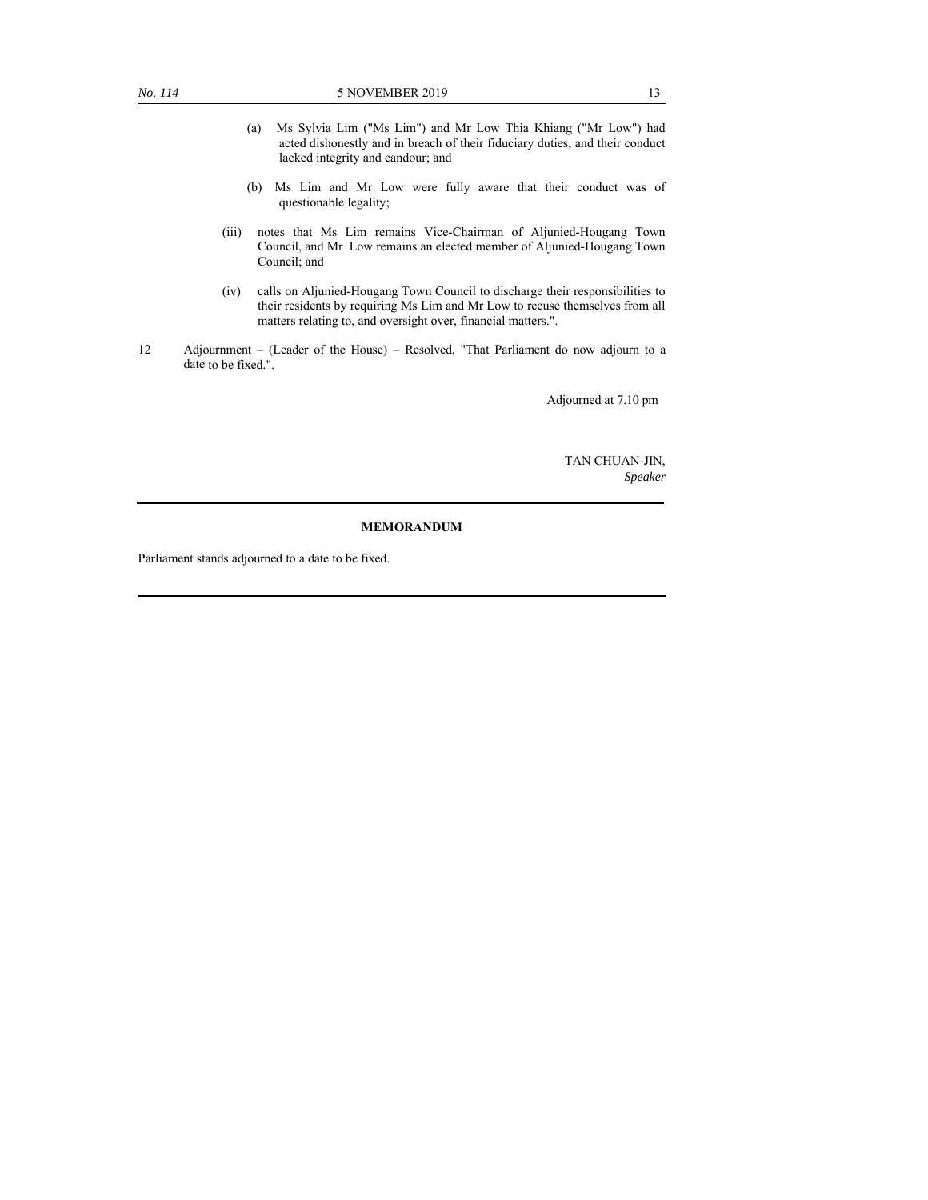(a) Ms Sylvia Lim ("Ms Lim") and Mr Low Thia Khiang ("Mr Low") had acted dishonestly and in breach of their fiduciary duties, and their conduct lacked integrity and candour; and

(b) Ms Lim and Mr Low were fully aware that their conduct was of questionable legality;

(iii) notes that Ms Lim remains Vice-Chairman of Aljunied-Hougang Town Council, and Mr Low remains an elected member of Aljunied-Hougang Town Council; and

(iv) calls on Aljunied-Hougang Town Council to discharge their responsibilities to their residents by requiring Ms Lim and Mr Low to recuse themselves from all matters relating to, and oversight over, financial matters.".

12 Adjournment – (Leader of the House) – Resolved, "That Parliament do now adjourn to a date to be fixed.".

Adjourned at 7.10 pm

TAN CHUAN-JIN,
*Speaker*

---

**MEMORANDUM**

Parliament stands adjourned to a date to be fixed.

---